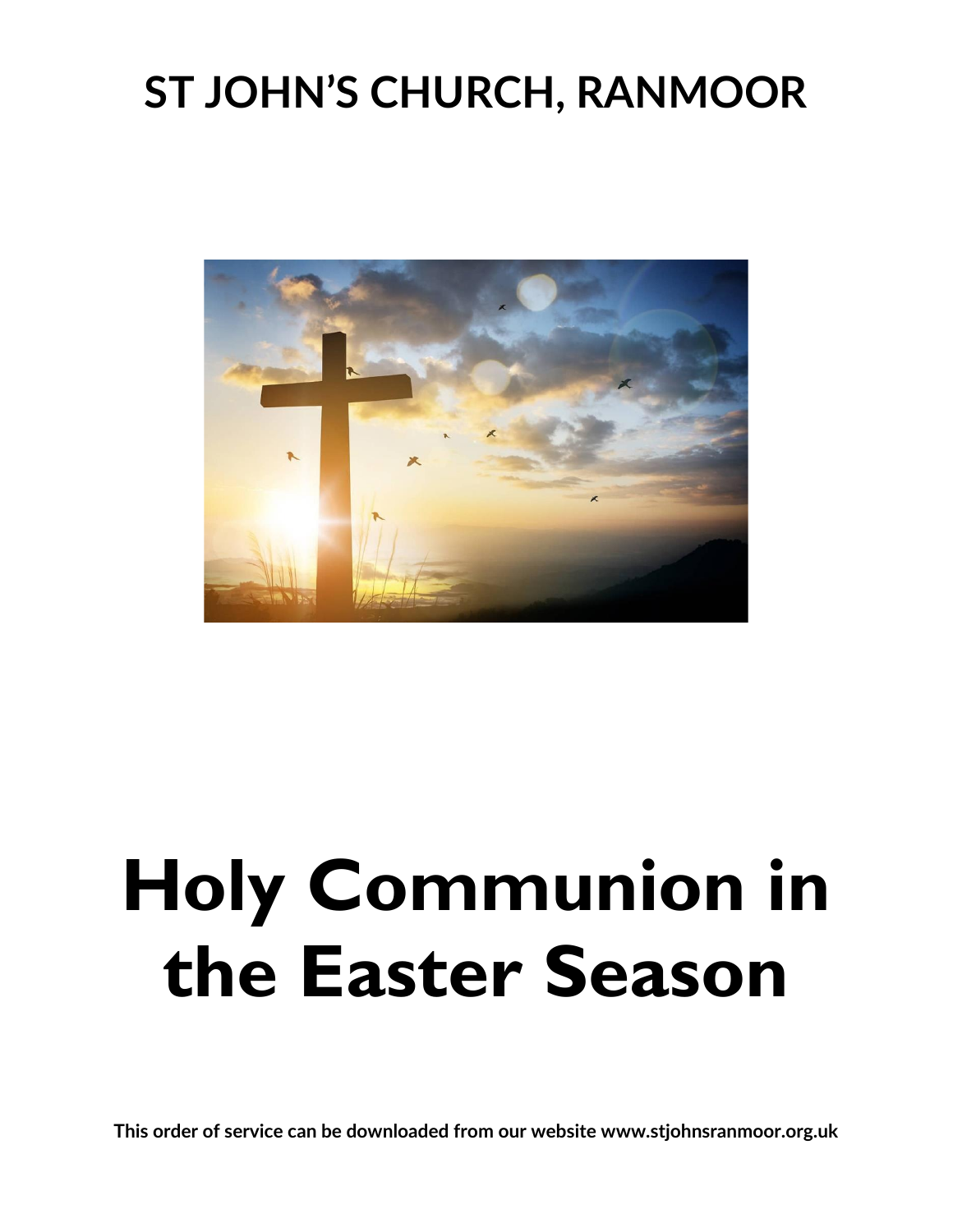# ST JOHN'S CHURCH, RANMOOR

# Holy Communion in the Easter Season

**This order of service can be downloaded from our website www.stjohnsranmoor.org.uk**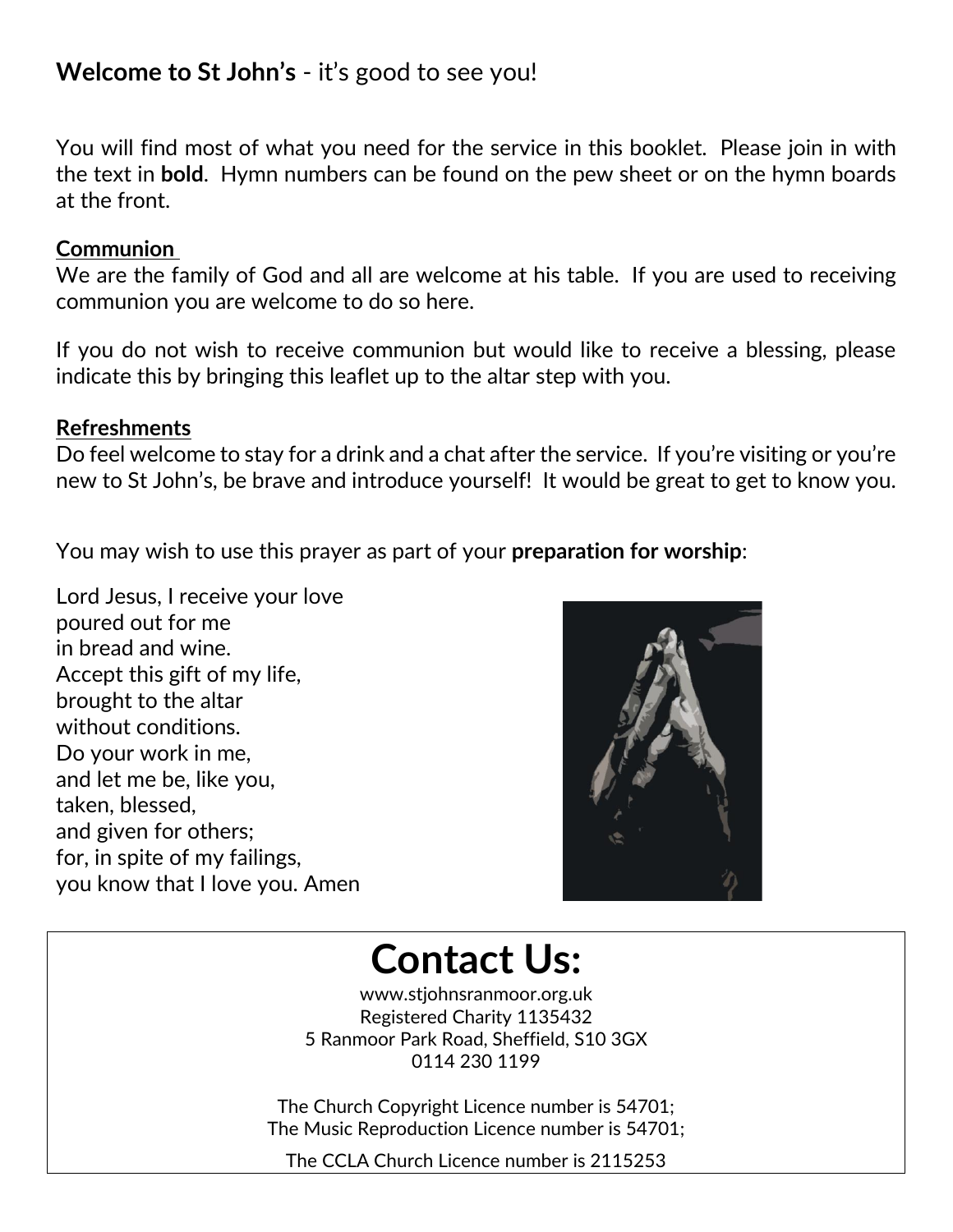**Welcome to St John's** - it's good to see you!

You will find most of what you need for the service in this booklet. Please join in with the text in **bold**. Hymn numbers can be found on the pew sheet or on the hymn boards at the front.

**Communion**

We are the family of God and all are welcome at his table. If you are used to receiving communion you are welcome to do so here.

If you do not wish to receive communion but would like to receive a blessing, please indicate this by bringing this leaflet up to the altar step with you.

**Refreshments**

Do feel welcome to stay for a drink and a chat after the service. If you're visiting or you're new to St John's, be brave and introduce yourself! It would be great to get to know you.

You may wish to use this prayer as part of your **preparation for worship**:

Lord Jesus, I receive your love  
poured out for me  
in bread and wine.  
Accept this gift of my life,  
brought to the altar  
without conditions.  
Do your work in me,  
and let me be, like you,  
taken, blessed,  
and given for others;  
for, in spite of my failings,  
you know that I love you. Amen

# Contact Us:

www.stjohnsranmoor.org.uk  
Registered Charity 1135432  
5 Ranmoor Park Road, Sheffield, S10 3GX  
0114 230 1199

The Church Copyright Licence number is 54701;  
The Music Reproduction Licence number is 54701;

The CCLA Church Licence number is 2115253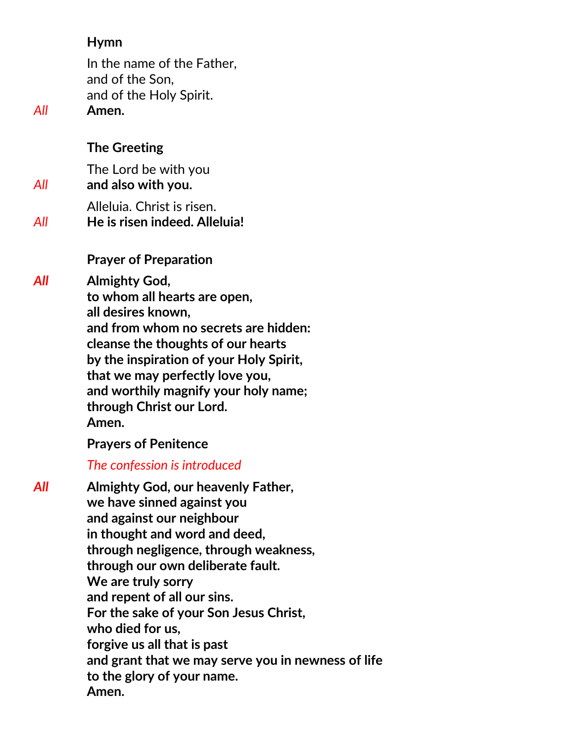### Hymn

In the name of the Father,
and of the Son,
and of the Holy Spirit.

*All* **Amen.**

### The Greeting

The Lord be with you

*All* **and also with you.**

Alleluia. Christ is risen.

*All* **He is risen indeed. Alleluia!**

### Prayer of Preparation

***All*** **Almighty God,
to whom all hearts are open,
all desires known,
and from whom no secrets are hidden:
cleanse the thoughts of our hearts
by the inspiration of your Holy Spirit,
that we may perfectly love you,
and worthily magnify your holy name;
through Christ our Lord.
Amen.**

### Prayers of Penitence

*The confession is introduced*

***All*** **Almighty God, our heavenly Father,
we have sinned against you
and against our neighbour
in thought and word and deed,
through negligence, through weakness,
through our own deliberate fault.
We are truly sorry
and repent of all our sins.
For the sake of your Son Jesus Christ,
who died for us,
forgive us all that is past
and grant that we may serve you in newness of life
to the glory of your name.
Amen.**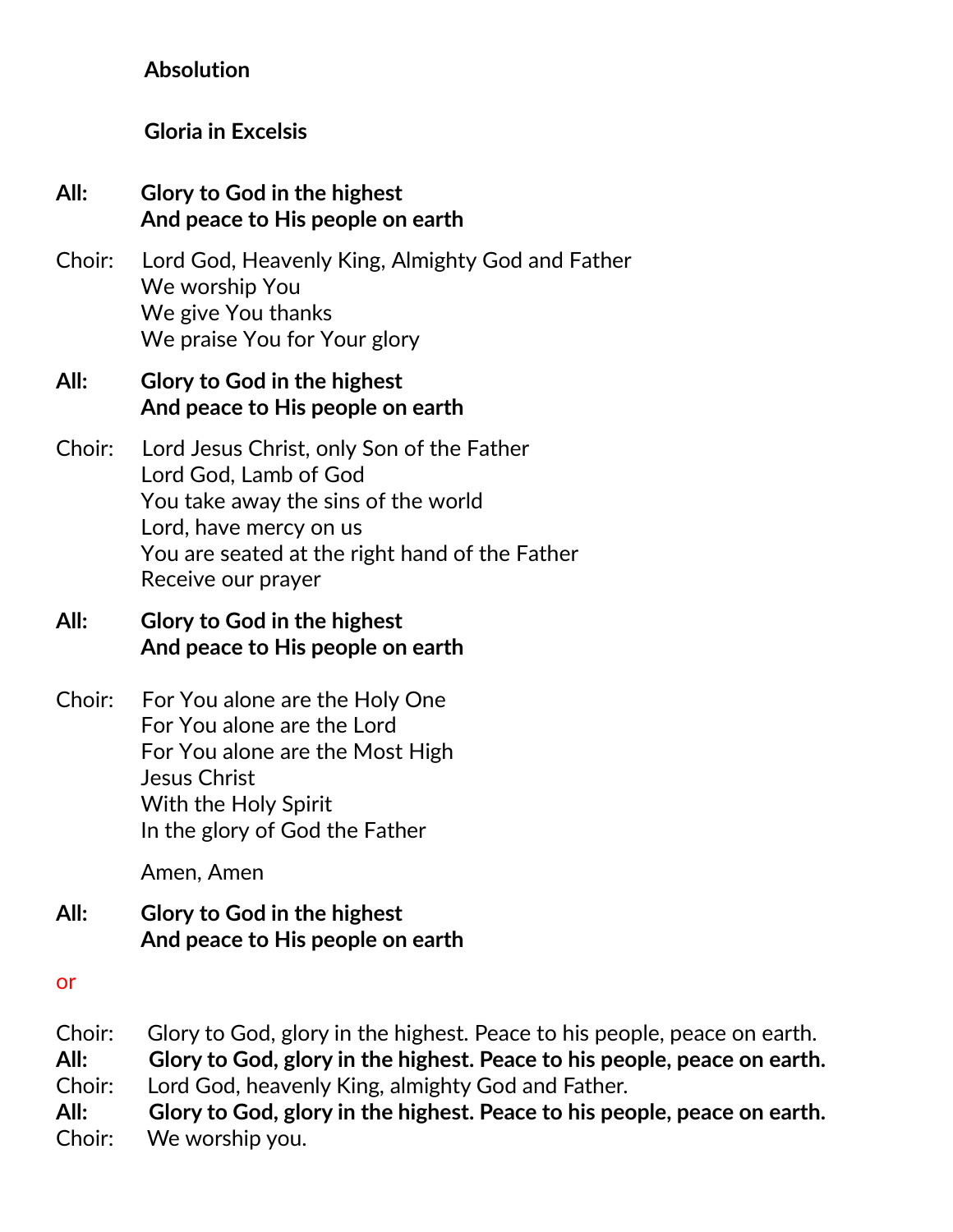### Absolution

### Gloria in Excelsis

**All:** **Glory to God in the highest**
**And peace to His people on earth**

Choir: Lord God, Heavenly King, Almighty God and Father
We worship You
We give You thanks
We praise You for Your glory

**All:** **Glory to God in the highest**
**And peace to His people on earth**

Choir: Lord Jesus Christ, only Son of the Father
Lord God, Lamb of God
You take away the sins of the world
Lord, have mercy on us
You are seated at the right hand of the Father
Receive our prayer

**All:** **Glory to God in the highest**
**And peace to His people on earth**

Choir: For You alone are the Holy One
For You alone are the Lord
For You alone are the Most High
Jesus Christ
With the Holy Spirit
In the glory of God the Father

Amen, Amen

**All:** **Glory to God in the highest**
**And peace to His people on earth**

or

Choir: Glory to God, glory in the highest. Peace to his people, peace on earth.
**All:** **Glory to God, glory in the highest. Peace to his people, peace on earth.**
Choir: Lord God, heavenly King, almighty God and Father.
**All:** **Glory to God, glory in the highest. Peace to his people, peace on earth.**
Choir: We worship you.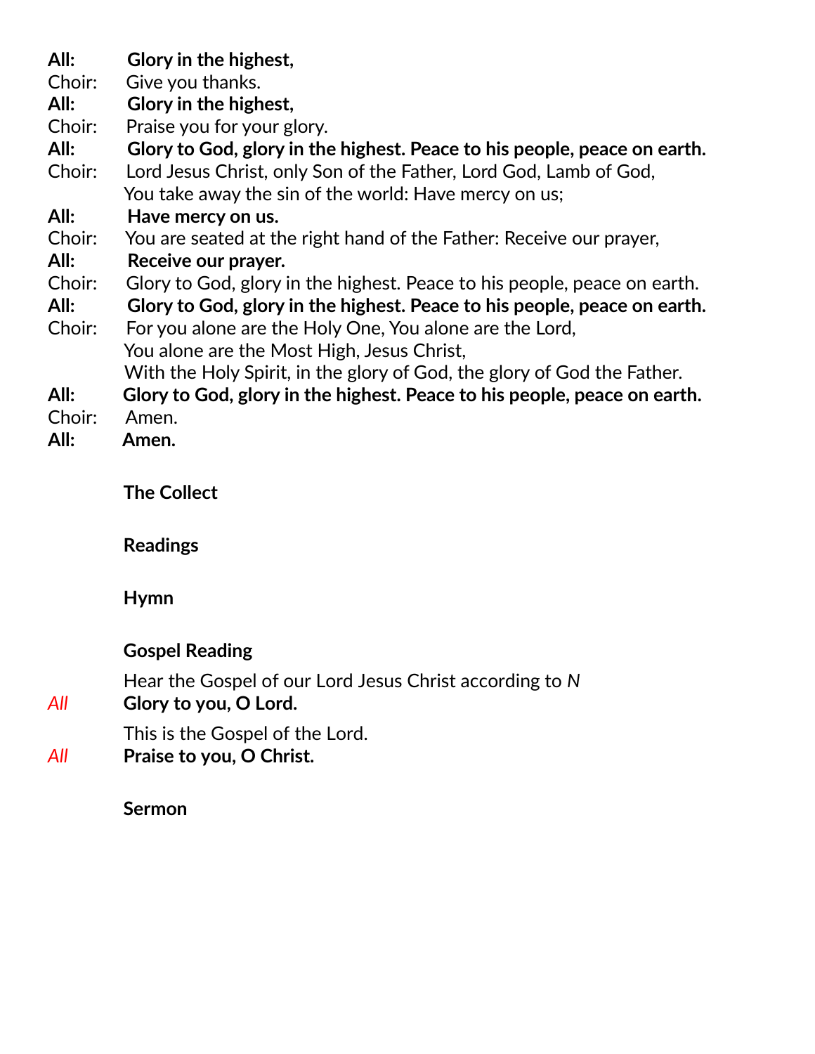**All:** **Glory in the highest,**
Choir: Give you thanks.
**All:** **Glory in the highest,**
Choir: Praise you for your glory.
**All:** **Glory to God, glory in the highest. Peace to his people, peace on earth.**
Choir: Lord Jesus Christ, only Son of the Father, Lord God, Lamb of God,
You take away the sin of the world: Have mercy on us;
**All:** **Have mercy on us.**
Choir: You are seated at the right hand of the Father: Receive our prayer,
**All:** **Receive our prayer.**
Choir: Glory to God, glory in the highest. Peace to his people, peace on earth.
**All:** **Glory to God, glory in the highest. Peace to his people, peace on earth.**
Choir: For you alone are the Holy One, You alone are the Lord,
You alone are the Most High, Jesus Christ,
With the Holy Spirit, in the glory of God, the glory of God the Father.
**All:** **Glory to God, glory in the highest. Peace to his people, peace on earth.**
Choir: Amen.
**All:** **Amen.**

**The Collect**

**Readings**

**Hymn**

**Gospel Reading**

Hear the Gospel of our Lord Jesus Christ according to *N*
*All* **Glory to you, O Lord.**

This is the Gospel of the Lord.
*All* **Praise to you, O Christ.**

**Sermon**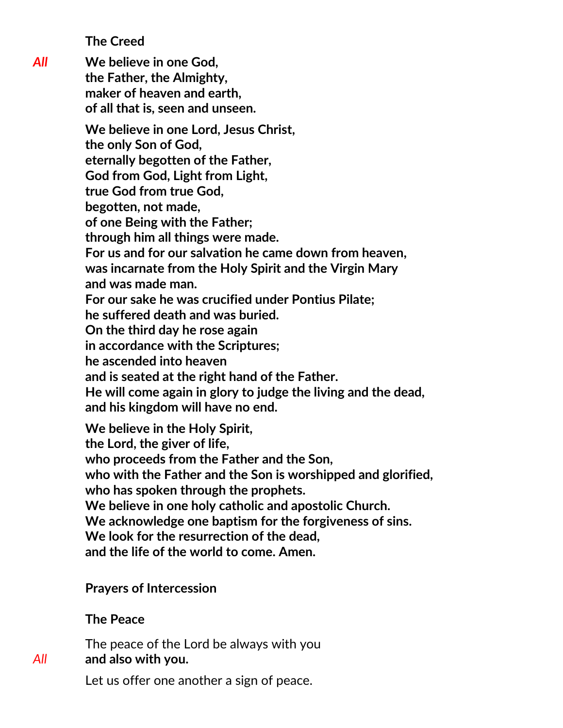**The Creed**

*All* **We believe in one God,**
**the Father, the Almighty,**
**maker of heaven and earth,**
**of all that is, seen and unseen.**

**We believe in one Lord, Jesus Christ,**
**the only Son of God,**
**eternally begotten of the Father,**
**God from God, Light from Light,**
**true God from true God,**
**begotten, not made,**
**of one Being with the Father;**
**through him all things were made.**
**For us and for our salvation he came down from heaven,**
**was incarnate from the Holy Spirit and the Virgin Mary**
**and was made man.**
**For our sake he was crucified under Pontius Pilate;**
**he suffered death and was buried.**
**On the third day he rose again**
**in accordance with the Scriptures;**
**he ascended into heaven**
**and is seated at the right hand of the Father.**
**He will come again in glory to judge the living and the dead,**
**and his kingdom will have no end.**

**We believe in the Holy Spirit,**
**the Lord, the giver of life,**
**who proceeds from the Father and the Son,**
**who with the Father and the Son is worshipped and glorified,**
**who has spoken through the prophets.**
**We believe in one holy catholic and apostolic Church.**
**We acknowledge one baptism for the forgiveness of sins.**
**We look for the resurrection of the dead,**
**and the life of the world to come. Amen.**

**Prayers of Intercession**

**The Peace**

The peace of the Lord be always with you
*All* **and also with you.**

Let us offer one another a sign of peace.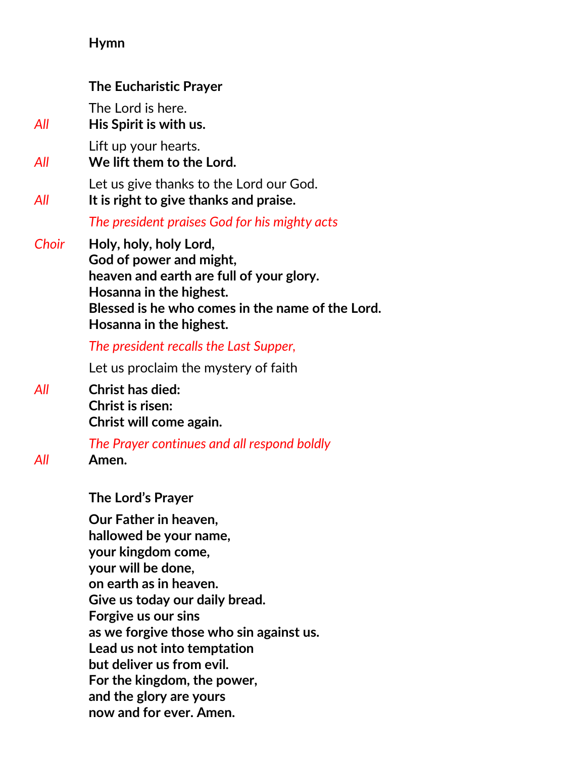**Hymn**

**The Eucharistic Prayer**

The Lord is here.
*All* **His Spirit is with us.**

Lift up your hearts.
*All* **We lift them to the Lord.**

Let us give thanks to the Lord our God.
*All* **It is right to give thanks and praise.**

*The president praises God for his mighty acts*

*Choir* **Holy, holy, holy Lord,**
**God of power and might,**
**heaven and earth are full of your glory.**
**Hosanna in the highest.**
**Blessed is he who comes in the name of the Lord.**
**Hosanna in the highest.**

*The president recalls the Last Supper,*

Let us proclaim the mystery of faith

*All* **Christ has died:**
**Christ is risen:**
**Christ will come again.**

*The Prayer continues and all respond boldly*
*All* **Amen.**

**The Lord's Prayer**

**Our Father in heaven,**
**hallowed be your name,**
**your kingdom come,**
**your will be done,**
**on earth as in heaven.**
**Give us today our daily bread.**
**Forgive us our sins**
**as we forgive those who sin against us.**
**Lead us not into temptation**
**but deliver us from evil.**
**For the kingdom, the power,**
**and the glory are yours**
**now and for ever. Amen.**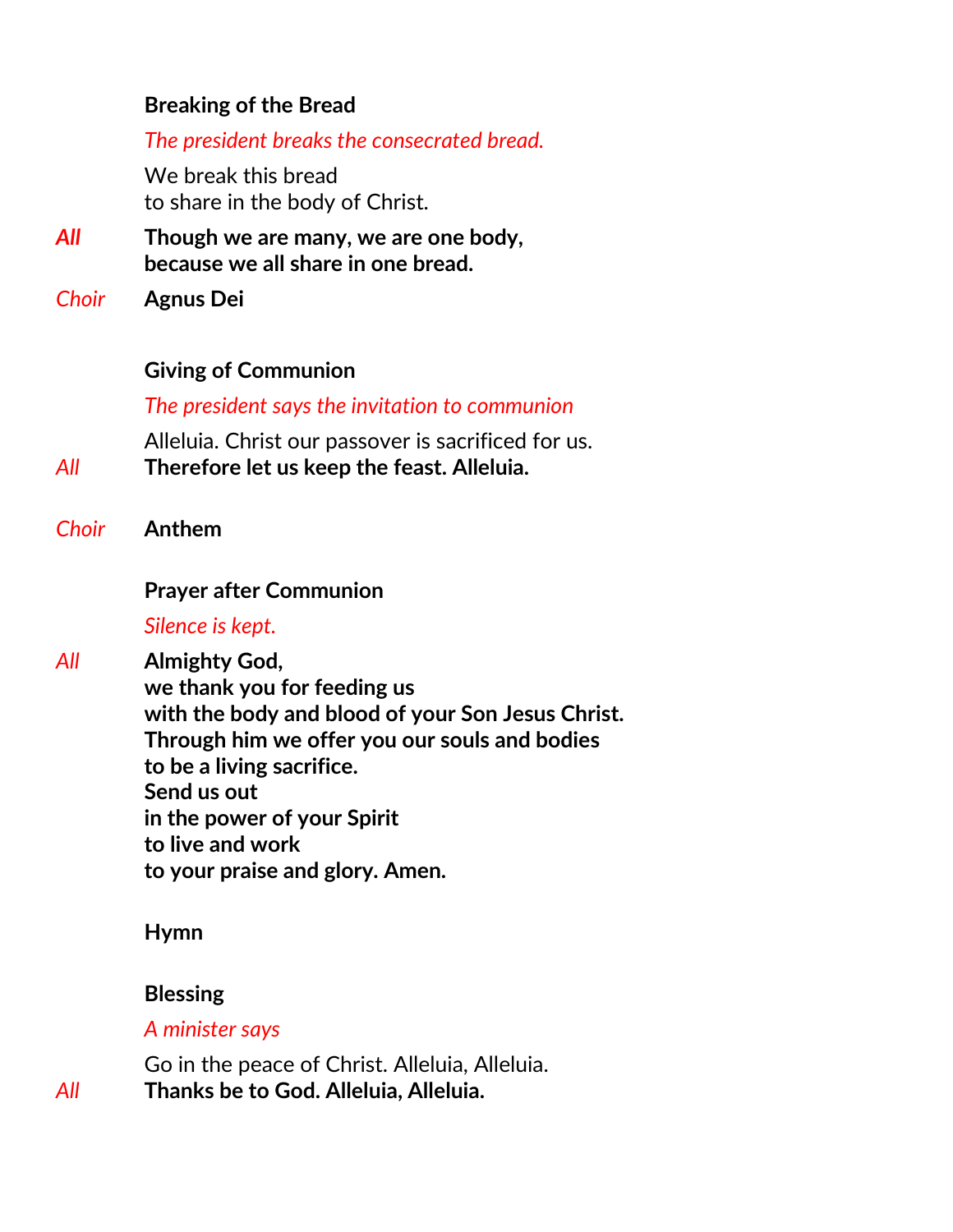**Breaking of the Bread**

*The president breaks the consecrated bread.*

We break this bread
to share in the body of Christ.

***All*** **Though we are many, we are one body,
because we all share in one bread.**

*Choir* **Agnus Dei**

**Giving of Communion**

*The president says the invitation to communion*

Alleluia. Christ our passover is sacrificed for us.

*All* **Therefore let us keep the feast. Alleluia.**

*Choir* **Anthem**

**Prayer after Communion**

*Silence is kept.*

*All* **Almighty God,
we thank you for feeding us
with the body and blood of your Son Jesus Christ.
Through him we offer you our souls and bodies
to be a living sacrifice.
Send us out
in the power of your Spirit
to live and work
to your praise and glory. Amen.**

**Hymn**

**Blessing**

*A minister says*

Go in the peace of Christ. Alleluia, Alleluia.

*All* **Thanks be to God. Alleluia, Alleluia.**